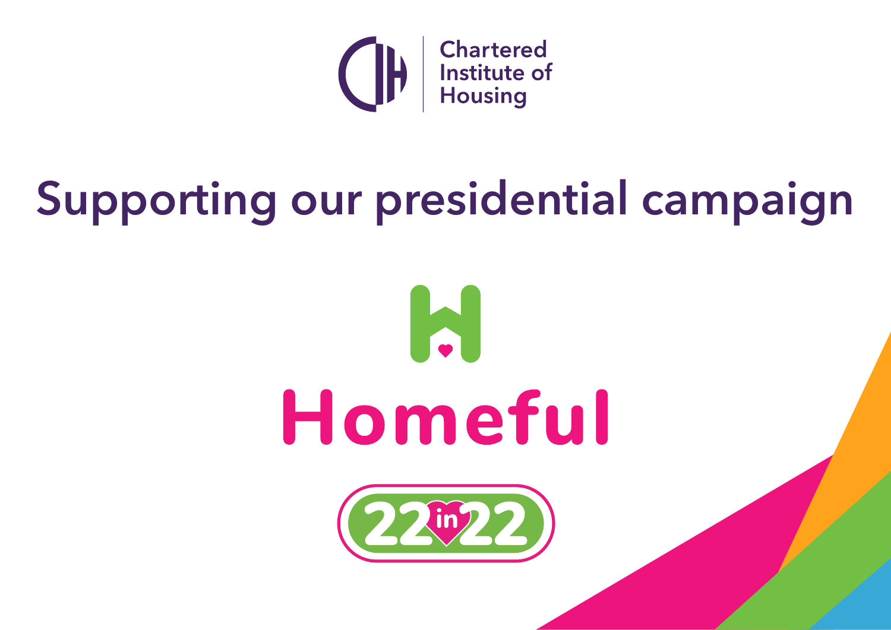Chartered Institute of Housing

# Supporting our presidential campaign

## Homeful

22 in 22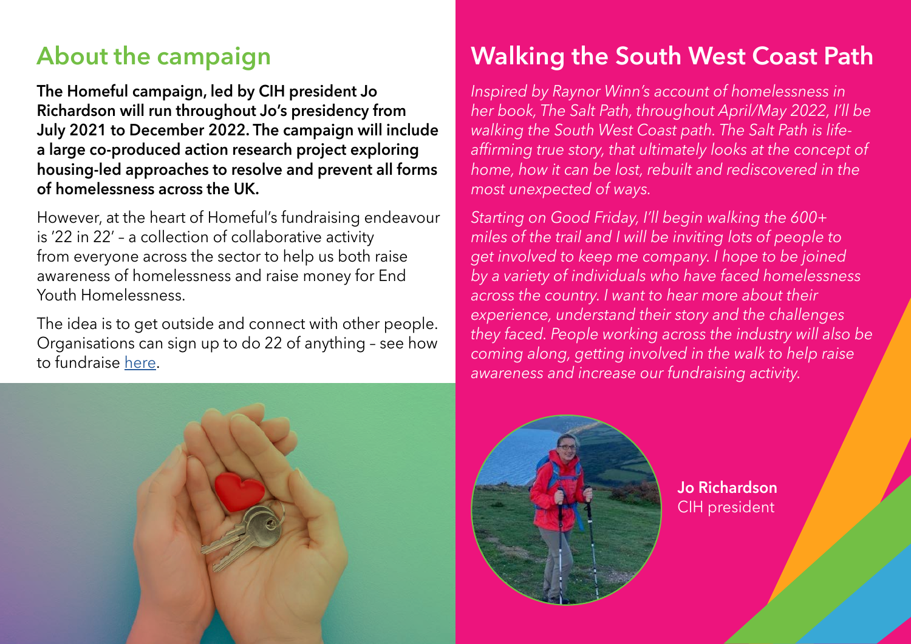## About the campaign

**The Homeful campaign, led by CIH president Jo Richardson will run throughout Jo's presidency from July 2021 to December 2022. The campaign will include a large co-produced action research project exploring housing-led approaches to resolve and prevent all forms of homelessness across the UK.**

However, at the heart of Homeful's fundraising endeavour is '22 in 22' – a collection of collaborative activity from everyone across the sector to help us both raise awareness of homelessness and raise money for End Youth Homelessness.

The idea is to get outside and connect with other people. Organisations can sign up to do 22 of anything – see how to fundraise here.

## Walking the South West Coast Path

*Inspired by Raynor Winn's account of homelessness in her book, The Salt Path, throughout April/May 2022, I'll be walking the South West Coast path. The Salt Path is life-affirming true story, that ultimately looks at the concept of home, how it can be lost, rebuilt and rediscovered in the most unexpected of ways.*

*Starting on Good Friday, I'll begin walking the 600+ miles of the trail and I will be inviting lots of people to get involved to keep me company. I hope to be joined by a variety of individuals who have faced homelessness across the country. I want to hear more about their experience, understand their story and the challenges they faced. People working across the industry will also be coming along, getting involved in the walk to help raise awareness and increase our fundraising activity.*

**Jo Richardson**
CIH president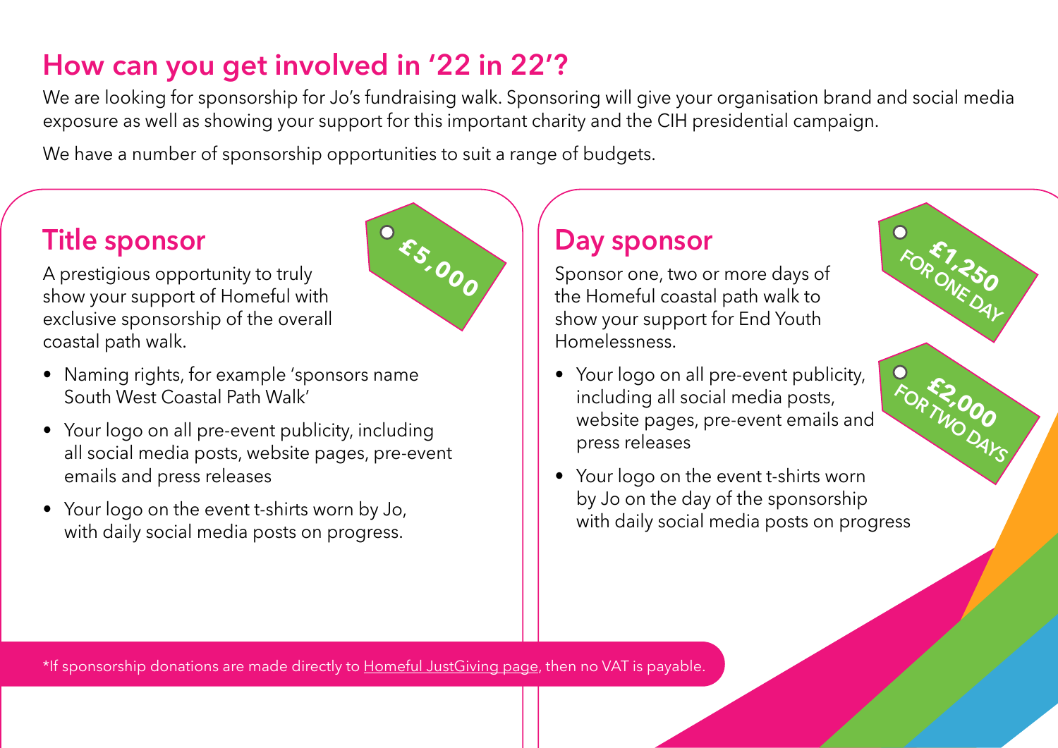## How can you get involved in '22 in 22'?

We are looking for sponsorship for Jo's fundraising walk. Sponsoring will give your organisation brand and social media exposure as well as showing your support for this important charity and the CIH presidential campaign.

We have a number of sponsorship opportunities to suit a range of budgets.

### Title sponsor

**£5,000**

A prestigious opportunity to truly show your support of Homeful with exclusive sponsorship of the overall coastal path walk.

- Naming rights, for example 'sponsors name South West Coastal Path Walk'
- Your logo on all pre-event publicity, including all social media posts, website pages, pre-event emails and press releases
- Your logo on the event t-shirts worn by Jo, with daily social media posts on progress.

### Day sponsor

**£1,250 FOR ONE DAY**

**£2,000 FOR TWO DAYS**

Sponsor one, two or more days of the Homeful coastal path walk to show your support for End Youth Homelessness.

- Your logo on all pre-event publicity, including all social media posts, website pages, pre-event emails and press releases
- Your logo on the event t-shirts worn by Jo on the day of the sponsorship with daily social media posts on progress

*If sponsorship donations are made directly to Homeful JustGiving page, then no VAT is payable.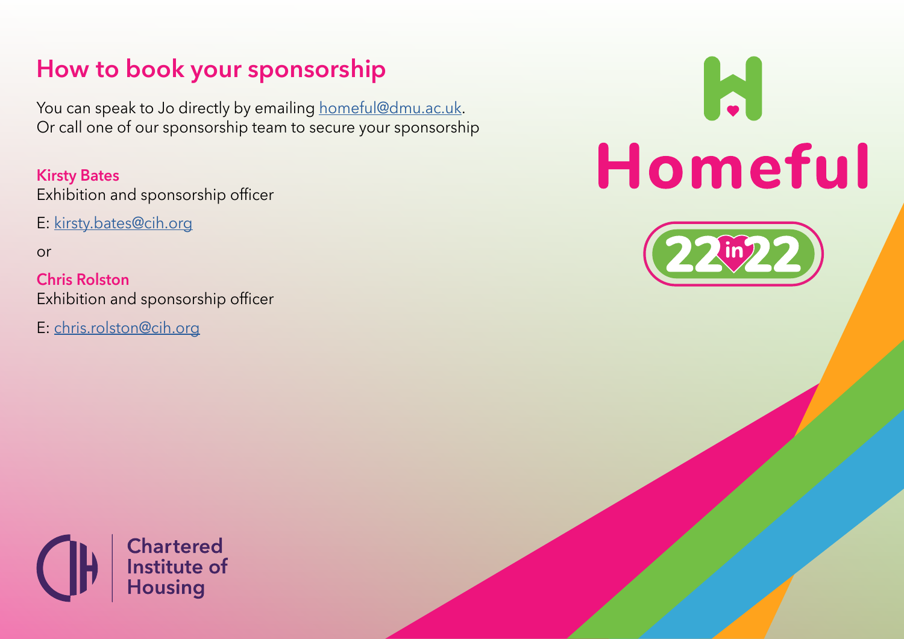## How to book your sponsorship

You can speak to Jo directly by emailing homeful@dmu.ac.uk.
Or call one of our sponsorship team to secure your sponsorship

**Kirsty Bates**
Exhibition and sponsorship officer

E: kirsty.bates@cih.org

or

**Chris Rolston**
Exhibition and sponsorship officer

E: chris.rolston@cih.org

Homeful

22 in 22

Chartered Institute of Housing